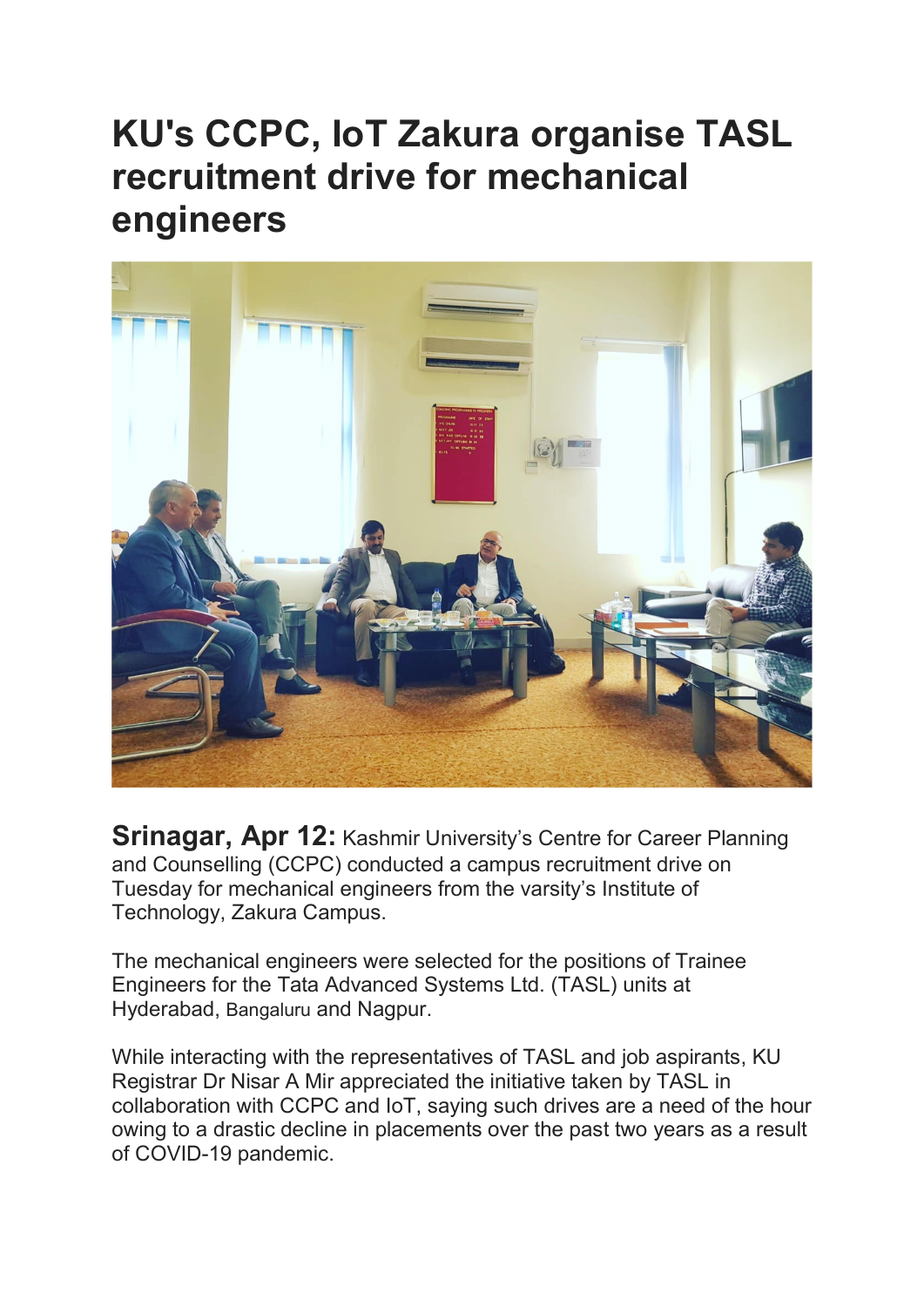# KU's CCPC, IoT Zakura organise TASL recruitment drive for mechanical engineers

**Srinagar, Apr 12:** Kashmir University's Centre for Career Planning and Counselling (CCPC) conducted a campus recruitment drive on Tuesday for mechanical engineers from the varsity's Institute of Technology, Zakura Campus.

The mechanical engineers were selected for the positions of Trainee Engineers for the Tata Advanced Systems Ltd. (TASL) units at Hyderabad, Bangaluru and Nagpur.

While interacting with the representatives of TASL and job aspirants, KU Registrar Dr Nisar A Mir appreciated the initiative taken by TASL in collaboration with CCPC and IoT, saying such drives are a need of the hour owing to a drastic decline in placements over the past two years as a result of COVID-19 pandemic.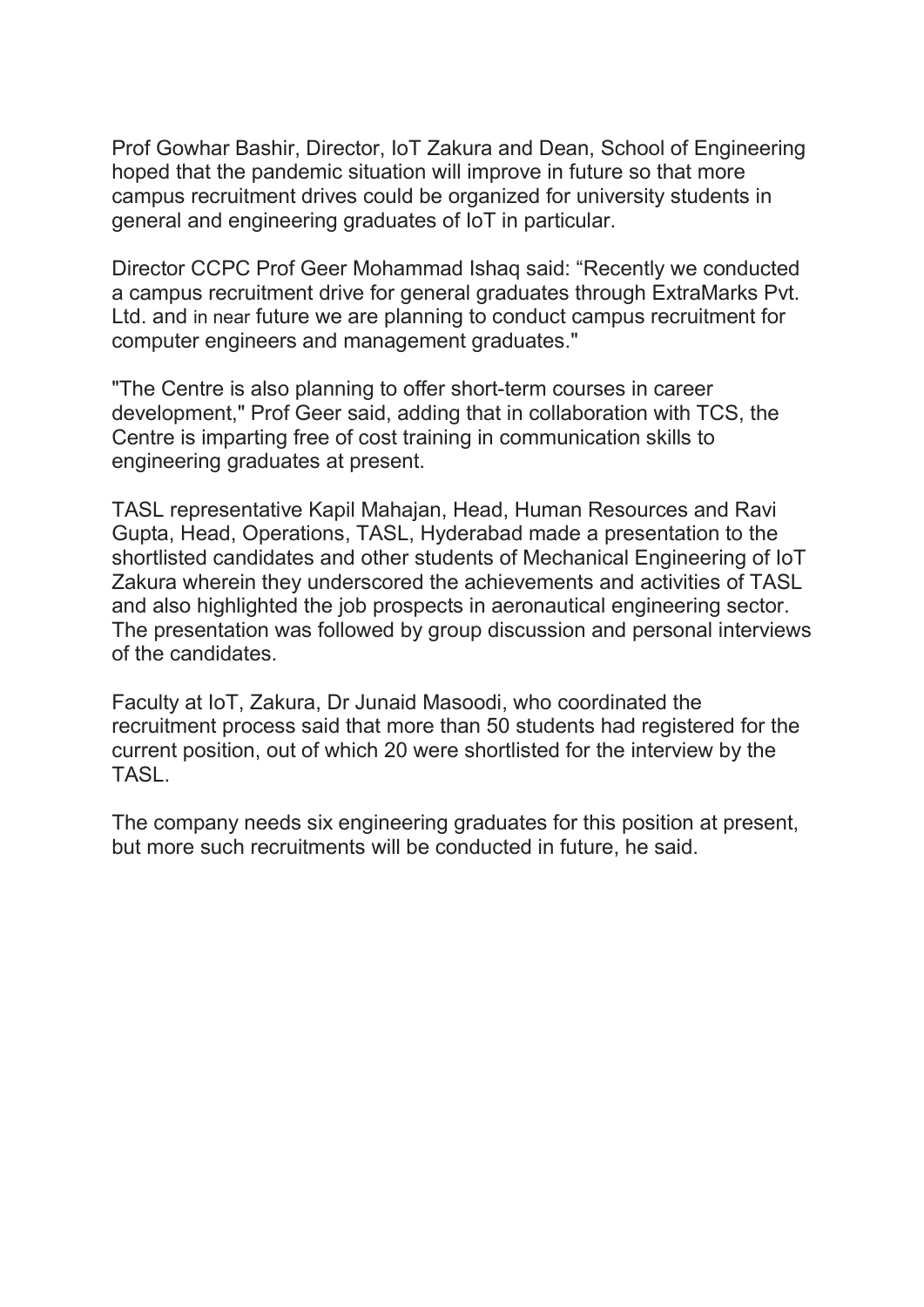Prof Gowhar Bashir, Director, IoT Zakura and Dean, School of Engineering hoped that the pandemic situation will improve in future so that more campus recruitment drives could be organized for university students in general and engineering graduates of IoT in particular.

Director CCPC Prof Geer Mohammad Ishaq said: "Recently we conducted a campus recruitment drive for general graduates through ExtraMarks Pvt. Ltd. and in near future we are planning to conduct campus recruitment for computer engineers and management graduates."

"The Centre is also planning to offer short-term courses in career development," Prof Geer said, adding that in collaboration with TCS, the Centre is imparting free of cost training in communication skills to engineering graduates at present.

TASL representative Kapil Mahajan, Head, Human Resources and Ravi Gupta, Head, Operations, TASL, Hyderabad made a presentation to the shortlisted candidates and other students of Mechanical Engineering of IoT Zakura wherein they underscored the achievements and activities of TASL and also highlighted the job prospects in aeronautical engineering sector. The presentation was followed by group discussion and personal interviews of the candidates.

Faculty at IoT, Zakura, Dr Junaid Masoodi, who coordinated the recruitment process said that more than 50 students had registered for the current position, out of which 20 were shortlisted for the interview by the TASL.

The company needs six engineering graduates for this position at present, but more such recruitments will be conducted in future, he said.